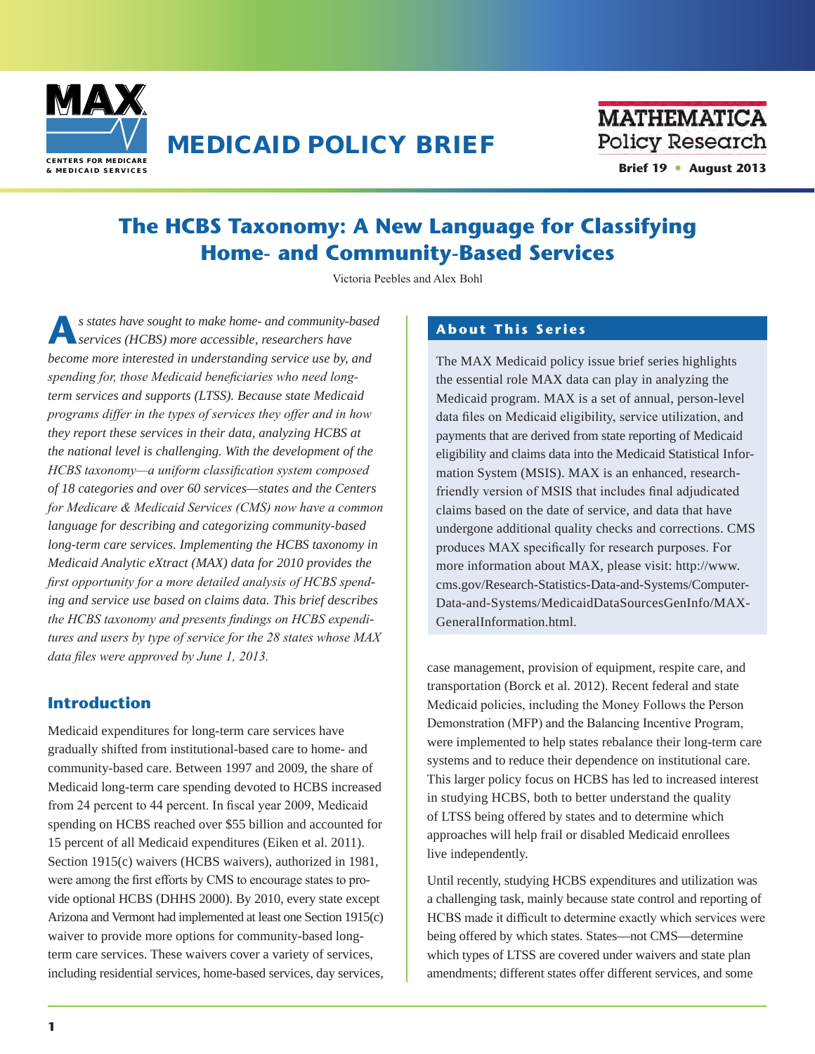MEDICAID POLICY BRIEF

Brief 19 • August 2013

# The HCBS Taxonomy: A New Language for Classifying Home- and Community-Based Services

Victoria Peebles and Alex Bohl

*As states have sought to make home- and community-based services (HCBS) more accessible, researchers have become more interested in understanding service use by, and spending for, those Medicaid beneficiaries who need long-term services and supports (LTSS). Because state Medicaid programs differ in the types of services they offer and in how they report these services in their data, analyzing HCBS at the national level is challenging. With the development of the HCBS taxonomy—a uniform classification system composed of 18 categories and over 60 services—states and the Centers for Medicare & Medicaid Services (CMS) now have a common language for describing and categorizing community-based long-term care services. Implementing the HCBS taxonomy in Medicaid Analytic eXtract (MAX) data for 2010 provides the first opportunity for a more detailed analysis of HCBS spending and service use based on claims data. This brief describes the HCBS taxonomy and presents findings on HCBS expenditures and users by type of service for the 28 states whose MAX data files were approved by June 1, 2013.*

## Introduction

Medicaid expenditures for long-term care services have gradually shifted from institutional-based care to home- and community-based care. Between 1997 and 2009, the share of Medicaid long-term care spending devoted to HCBS increased from 24 percent to 44 percent. In fiscal year 2009, Medicaid spending on HCBS reached over $55 billion and accounted for 15 percent of all Medicaid expenditures (Eiken et al. 2011). Section 1915(c) waivers (HCBS waivers), authorized in 1981, were among the first efforts by CMS to encourage states to provide optional HCBS (DHHS 2000). By 2010, every state except Arizona and Vermont had implemented at least one Section 1915(c) waiver to provide more options for community-based long-term care services. These waivers cover a variety of services, including residential services, home-based services, day services, case management, provision of equipment, respite care, and transportation (Borck et al. 2012). Recent federal and state Medicaid policies, including the Money Follows the Person Demonstration (MFP) and the Balancing Incentive Program, were implemented to help states rebalance their long-term care systems and to reduce their dependence on institutional care. This larger policy focus on HCBS has led to increased interest in studying HCBS, both to better understand the quality of LTSS being offered by states and to determine which approaches will help frail or disabled Medicaid enrollees live independently.

Until recently, studying HCBS expenditures and utilization was a challenging task, mainly because state control and reporting of HCBS made it difficult to determine exactly which services were being offered by which states. States—not CMS—determine which types of LTSS are covered under waivers and state plan amendments; different states offer different services, and some

### About This Series

The MAX Medicaid policy issue brief series highlights the essential role MAX data can play in analyzing the Medicaid program. MAX is a set of annual, person-level data files on Medicaid eligibility, service utilization, and payments that are derived from state reporting of Medicaid eligibility and claims data into the Medicaid Statistical Information System (MSIS). MAX is an enhanced, research-friendly version of MSIS that includes final adjudicated claims based on the date of service, and data that have undergone additional quality checks and corrections. CMS produces MAX specifically for research purposes. For more information about MAX, please visit: http://www.cms.gov/Research-Statistics-Data-and-Systems/Computer-Data-and-Systems/MedicaidDataSourcesGenInfo/MAX-GeneralInformation.html.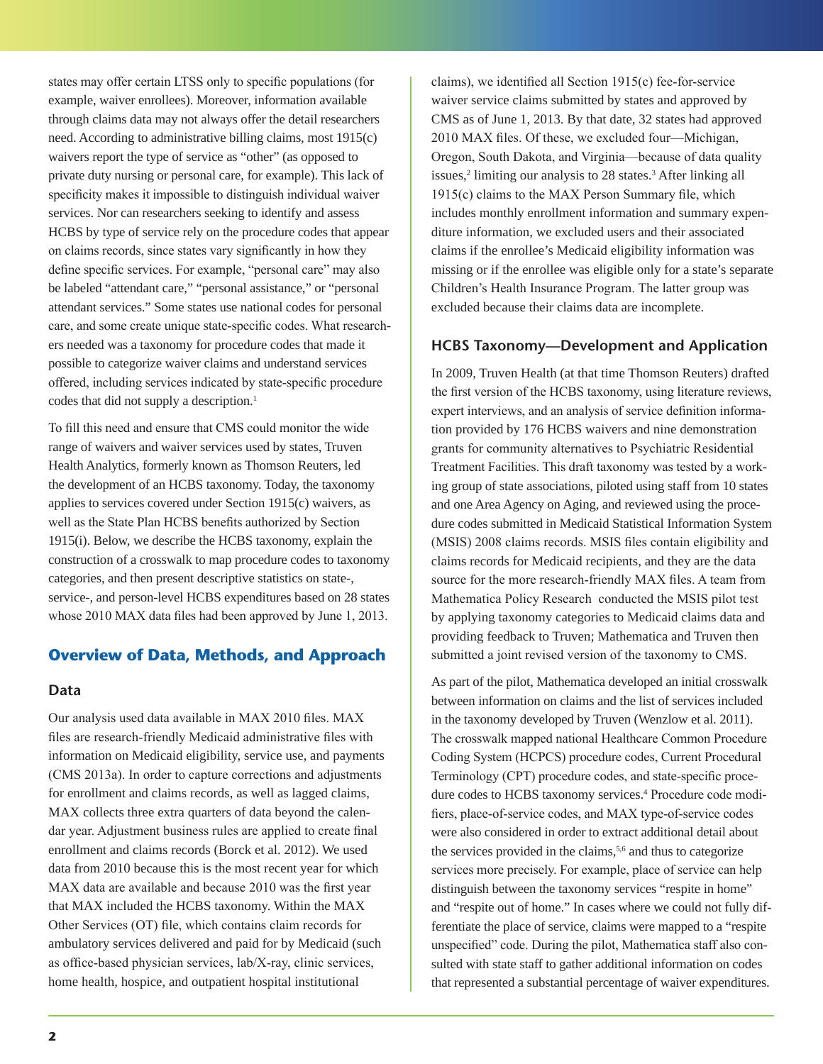states may offer certain LTSS only to specific populations (for example, waiver enrollees). Moreover, information available through claims data may not always offer the detail researchers need. According to administrative billing claims, most 1915(c) waivers report the type of service as "other" (as opposed to private duty nursing or personal care, for example). This lack of specificity makes it impossible to distinguish individual waiver services. Nor can researchers seeking to identify and assess HCBS by type of service rely on the procedure codes that appear on claims records, since states vary significantly in how they define specific services. For example, "personal care" may also be labeled "attendant care," "personal assistance," or "personal attendant services." Some states use national codes for personal care, and some create unique state-specific codes. What researchers needed was a taxonomy for procedure codes that made it possible to categorize waiver claims and understand services offered, including services indicated by state-specific procedure codes that did not supply a description.[1]

To fill this need and ensure that CMS could monitor the wide range of waivers and waiver services used by states, Truven Health Analytics, formerly known as Thomson Reuters, led the development of an HCBS taxonomy. Today, the taxonomy applies to services covered under Section 1915(c) waivers, as well as the State Plan HCBS benefits authorized by Section 1915(i). Below, we describe the HCBS taxonomy, explain the construction of a crosswalk to map procedure codes to taxonomy categories, and then present descriptive statistics on state-, service-, and person-level HCBS expenditures based on 28 states whose 2010 MAX data files had been approved by June 1, 2013.

## Overview of Data, Methods, and Approach

### Data

Our analysis used data available in MAX 2010 files. MAX files are research-friendly Medicaid administrative files with information on Medicaid eligibility, service use, and payments (CMS 2013a). In order to capture corrections and adjustments for enrollment and claims records, as well as lagged claims, MAX collects three extra quarters of data beyond the calendar year. Adjustment business rules are applied to create final enrollment and claims records (Borck et al. 2012). We used data from 2010 because this is the most recent year for which MAX data are available and because 2010 was the first year that MAX included the HCBS taxonomy. Within the MAX Other Services (OT) file, which contains claim records for ambulatory services delivered and paid for by Medicaid (such as office-based physician services, lab/X-ray, clinic services, home health, hospice, and outpatient hospital institutional claims), we identified all Section 1915(c) fee-for-service waiver service claims submitted by states and approved by CMS as of June 1, 2013. By that date, 32 states had approved 2010 MAX files. Of these, we excluded four—Michigan, Oregon, South Dakota, and Virginia—because of data quality issues,[2] limiting our analysis to 28 states.[3] After linking all 1915(c) claims to the MAX Person Summary file, which includes monthly enrollment information and summary expenditure information, we excluded users and their associated claims if the enrollee's Medicaid eligibility information was missing or if the enrollee was eligible only for a state's separate Children's Health Insurance Program. The latter group was excluded because their claims data are incomplete.

### HCBS Taxonomy—Development and Application

In 2009, Truven Health (at that time Thomson Reuters) drafted the first version of the HCBS taxonomy, using literature reviews, expert interviews, and an analysis of service definition information provided by 176 HCBS waivers and nine demonstration grants for community alternatives to Psychiatric Residential Treatment Facilities. This draft taxonomy was tested by a working group of state associations, piloted using staff from 10 states and one Area Agency on Aging, and reviewed using the procedure codes submitted in Medicaid Statistical Information System (MSIS) 2008 claims records. MSIS files contain eligibility and claims records for Medicaid recipients, and they are the data source for the more research-friendly MAX files. A team from Mathematica Policy Research conducted the MSIS pilot test by applying taxonomy categories to Medicaid claims data and providing feedback to Truven; Mathematica and Truven then submitted a joint revised version of the taxonomy to CMS.

As part of the pilot, Mathematica developed an initial crosswalk between information on claims and the list of services included in the taxonomy developed by Truven (Wenzlow et al. 2011). The crosswalk mapped national Healthcare Common Procedure Coding System (HCPCS) procedure codes, Current Procedural Terminology (CPT) procedure codes, and state-specific procedure codes to HCBS taxonomy services.[4] Procedure code modifiers, place-of-service codes, and MAX type-of-service codes were also considered in order to extract additional detail about the services provided in the claims,[5,6] and thus to categorize services more precisely. For example, place of service can help distinguish between the taxonomy services "respite in home" and "respite out of home." In cases where we could not fully differentiate the place of service, claims were mapped to a "respite unspecified" code. During the pilot, Mathematica staff also consulted with state staff to gather additional information on codes that represented a substantial percentage of waiver expenditures.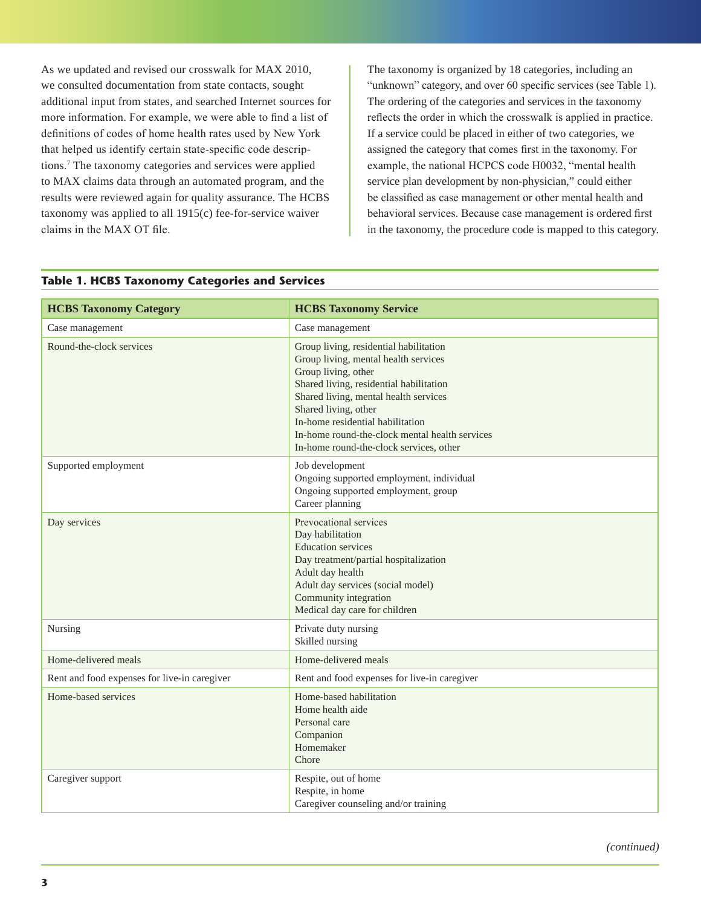As we updated and revised our crosswalk for MAX 2010, we consulted documentation from state contacts, sought additional input from states, and searched Internet sources for more information. For example, we were able to find a list of definitions of codes of home health rates used by New York that helped us identify certain state-specific code descriptions.[7] The taxonomy categories and services were applied to MAX claims data through an automated program, and the results were reviewed again for quality assurance. The HCBS taxonomy was applied to all 1915(c) fee-for-service waiver claims in the MAX OT file.

The taxonomy is organized by 18 categories, including an "unknown" category, and over 60 specific services (see Table 1). The ordering of the categories and services in the taxonomy reflects the order in which the crosswalk is applied in practice. If a service could be placed in either of two categories, we assigned the category that comes first in the taxonomy. For example, the national HCPCS code H0032, "mental health service plan development by non-physician," could either be classified as case management or other mental health and behavioral services. Because case management is ordered first in the taxonomy, the procedure code is mapped to this category.

**Table 1. HCBS Taxonomy Categories and Services**

| HCBS Taxonomy Category | HCBS Taxonomy Service |
|---|---|
| Case management | Case management |
| Round-the-clock services | Group living, residential habilitation<br>Group living, mental health services<br>Group living, other<br>Shared living, residential habilitation<br>Shared living, mental health services<br>Shared living, other<br>In-home residential habilitation<br>In-home round-the-clock mental health services<br>In-home round-the-clock services, other |
| Supported employment | Job development<br>Ongoing supported employment, individual<br>Ongoing supported employment, group<br>Career planning |
| Day services | Prevocational services<br>Day habilitation<br>Education services<br>Day treatment/partial hospitalization<br>Adult day health<br>Adult day services (social model)<br>Community integration<br>Medical day care for children |
| Nursing | Private duty nursing<br>Skilled nursing |
| Home-delivered meals | Home-delivered meals |
| Rent and food expenses for live-in caregiver | Rent and food expenses for live-in caregiver |
| Home-based services | Home-based habilitation<br>Home health aide<br>Personal care<br>Companion<br>Homemaker<br>Chore |
| Caregiver support | Respite, out of home<br>Respite, in home<br>Caregiver counseling and/or training |

*(continued)*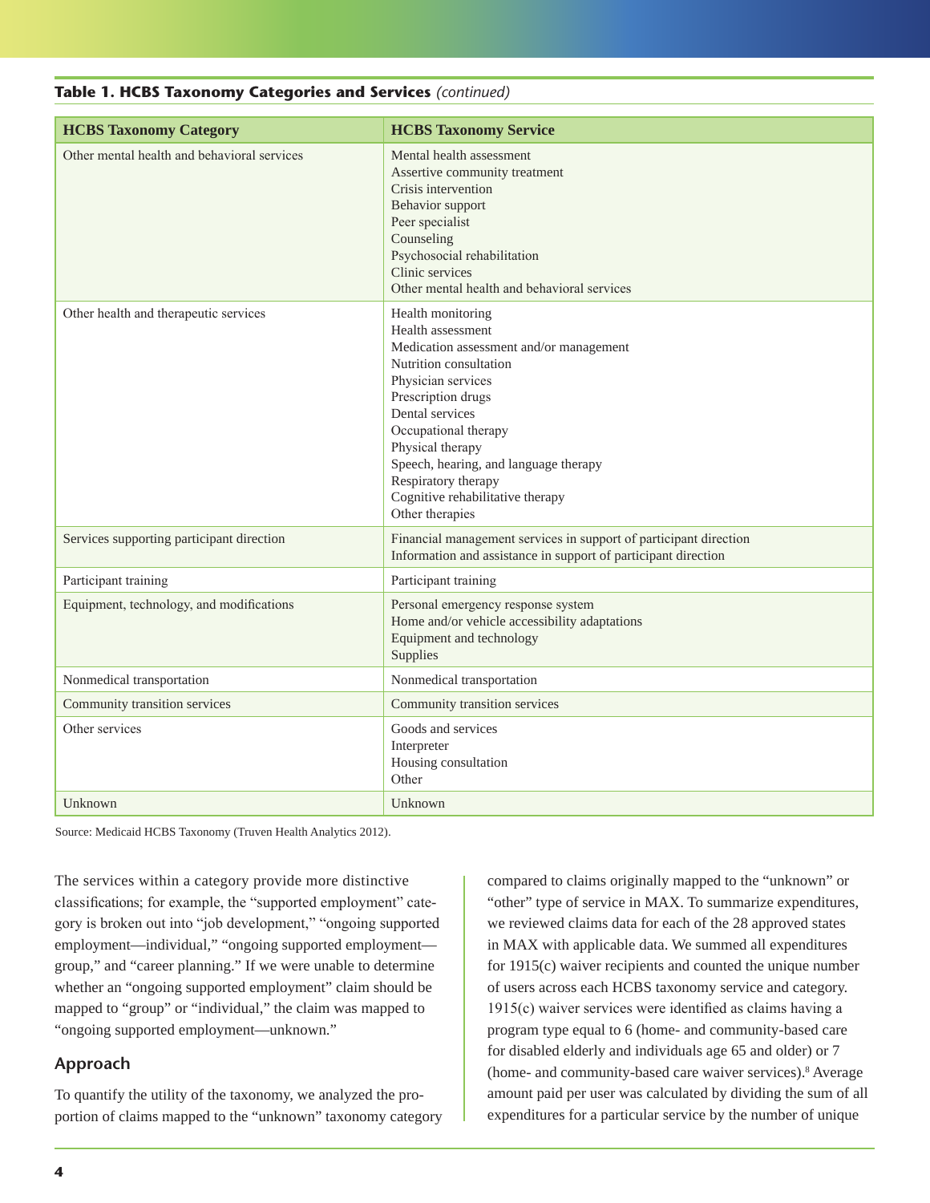**Table 1. HCBS Taxonomy Categories and Services** *(continued)*

| HCBS Taxonomy Category | HCBS Taxonomy Service |
| --- | --- |
| Other mental health and behavioral services | Mental health assessment<br>Assertive community treatment<br>Crisis intervention<br>Behavior support<br>Peer specialist<br>Counseling<br>Psychosocial rehabilitation<br>Clinic services<br>Other mental health and behavioral services |
| Other health and therapeutic services | Health monitoring<br>Health assessment<br>Medication assessment and/or management<br>Nutrition consultation<br>Physician services<br>Prescription drugs<br>Dental services<br>Occupational therapy<br>Physical therapy<br>Speech, hearing, and language therapy<br>Respiratory therapy<br>Cognitive rehabilitative therapy<br>Other therapies |
| Services supporting participant direction | Financial management services in support of participant direction<br>Information and assistance in support of participant direction |
| Participant training | Participant training |
| Equipment, technology, and modifications | Personal emergency response system<br>Home and/or vehicle accessibility adaptations<br>Equipment and technology<br>Supplies |
| Nonmedical transportation | Nonmedical transportation |
| Community transition services | Community transition services |
| Other services | Goods and services<br>Interpreter<br>Housing consultation<br>Other |
| Unknown | Unknown |

Source: Medicaid HCBS Taxonomy (Truven Health Analytics 2012).

The services within a category provide more distinctive classifications; for example, the "supported employment" category is broken out into "job development," "ongoing supported employment—individual," "ongoing supported employment—group," and "career planning." If we were unable to determine whether an "ongoing supported employment" claim should be mapped to "group" or "individual," the claim was mapped to "ongoing supported employment—unknown."

## Approach

To quantify the utility of the taxonomy, we analyzed the proportion of claims mapped to the "unknown" taxonomy category compared to claims originally mapped to the "unknown" or "other" type of service in MAX. To summarize expenditures, we reviewed claims data for each of the 28 approved states in MAX with applicable data. We summed all expenditures for 1915(c) waiver recipients and counted the unique number of users across each HCBS taxonomy service and category. 1915(c) waiver services were identified as claims having a program type equal to 6 (home- and community-based care for disabled elderly and individuals age 65 and older) or 7 (home- and community-based care waiver services).[8] Average amount paid per user was calculated by dividing the sum of all expenditures for a particular service by the number of unique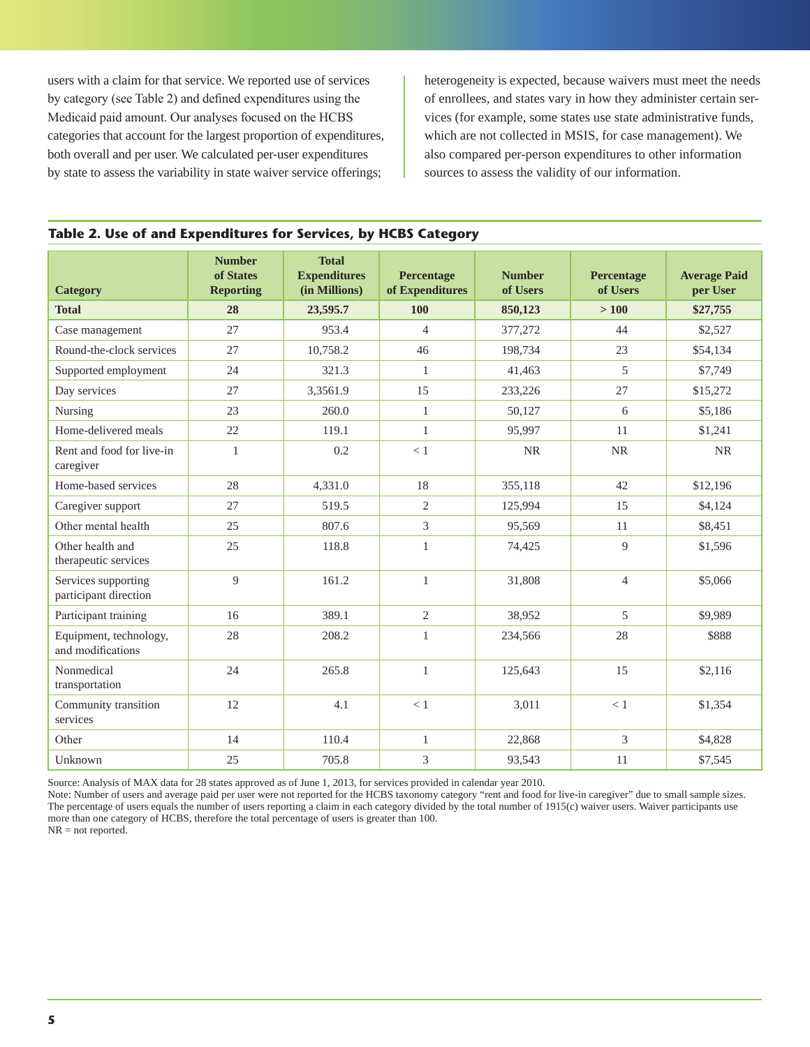users with a claim for that service. We reported use of services by category (see Table 2) and defined expenditures using the Medicaid paid amount. Our analyses focused on the HCBS categories that account for the largest proportion of expenditures, both overall and per user. We calculated per-user expenditures by state to assess the variability in state waiver service offerings; heterogeneity is expected, because waivers must meet the needs of enrollees, and states vary in how they administer certain services (for example, some states use state administrative funds, which are not collected in MSIS, for case management). We also compared per-person expenditures to other information sources to assess the validity of our information.

**Table 2. Use of and Expenditures for Services, by HCBS Category**

| Category | Number of States Reporting | Total Expenditures (in Millions) | Percentage of Expenditures | Number of Users | Percentage of Users | Average Paid per User |
|---|---|---|---|---|---|---|
| **Total** | **28** | **23,595.7** | **100** | **850,123** | **> 100** | **$27,755** |
| Case management | 27 | 953.4 | 4 | 377,272 | 44 | $2,527 |
| Round-the-clock services | 27 | 10,758.2 | 46 | 198,734 | 23 | $54,134 |
| Supported employment | 24 | 321.3 | 1 | 41,463 | 5 | $7,749 |
| Day services | 27 | 3,3561.9 | 15 | 233,226 | 27 | $15,272 |
| Nursing | 23 | 260.0 | 1 | 50,127 | 6 | $5,186 |
| Home-delivered meals | 22 | 119.1 | 1 | 95,997 | 11 | $1,241 |
| Rent and food for live-in caregiver | 1 | 0.2 | < 1 | NR | NR | NR |
| Home-based services | 28 | 4,331.0 | 18 | 355,118 | 42 | $12,196 |
| Caregiver support | 27 | 519.5 | 2 | 125,994 | 15 | $4,124 |
| Other mental health | 25 | 807.6 | 3 | 95,569 | 11 | $8,451 |
| Other health and therapeutic services | 25 | 118.8 | 1 | 74,425 | 9 | $1,596 |
| Services supporting participant direction | 9 | 161.2 | 1 | 31,808 | 4 | $5,066 |
| Participant training | 16 | 389.1 | 2 | 38,952 | 5 | $9,989 |
| Equipment, technology, and modifications | 28 | 208.2 | 1 | 234,566 | 28 | $888 |
| Nonmedical transportation | 24 | 265.8 | 1 | 125,643 | 15 | $2,116 |
| Community transition services | 12 | 4.1 | < 1 | 3,011 | < 1 | $1,354 |
| Other | 14 | 110.4 | 1 | 22,868 | 3 | $4,828 |
| Unknown | 25 | 705.8 | 3 | 93,543 | 11 | $7,545 |

Source: Analysis of MAX data for 28 states approved as of June 1, 2013, for services provided in calendar year 2010.
Note: Number of users and average paid per user were not reported for the HCBS taxonomy category "rent and food for live-in caregiver" due to small sample sizes. The percentage of users equals the number of users reporting a claim in each category divided by the total number of 1915(c) waiver users. Waiver participants use more than one category of HCBS, therefore the total percentage of users is greater than 100.
NR = not reported.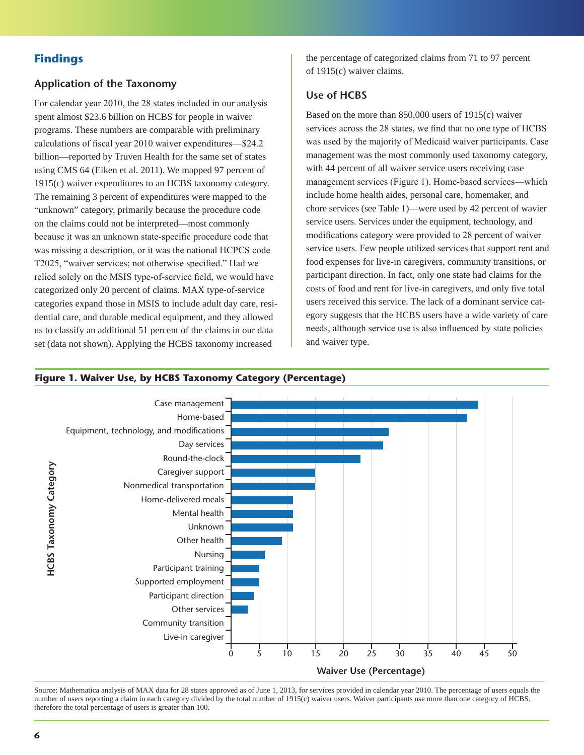## Findings

### Application of the Taxonomy

For calendar year 2010, the 28 states included in our analysis spent almost $23.6 billion on HCBS for people in waiver programs. These numbers are comparable with preliminary calculations of fiscal year 2010 waiver expenditures—$24.2 billion—reported by Truven Health for the same set of states using CMS 64 (Eiken et al. 2011). We mapped 97 percent of 1915(c) waiver expenditures to an HCBS taxonomy category. The remaining 3 percent of expenditures were mapped to the "unknown" category, primarily because the procedure code on the claims could not be interpreted—most commonly because it was an unknown state-specific procedure code that was missing a description, or it was the national HCPCS code T2025, "waiver services; not otherwise specified." Had we relied solely on the MSIS type-of-service field, we would have categorized only 20 percent of claims. MAX type-of-service categories expand those in MSIS to include adult day care, residential care, and durable medical equipment, and they allowed us to classify an additional 51 percent of the claims in our data set (data not shown). Applying the HCBS taxonomy increased the percentage of categorized claims from 71 to 97 percent of 1915(c) waiver claims.

### Use of HCBS

Based on the more than 850,000 users of 1915(c) waiver services across the 28 states, we find that no one type of HCBS was used by the majority of Medicaid waiver participants. Case management was the most commonly used taxonomy category, with 44 percent of all waiver service users receiving case management services (Figure 1). Home-based services—which include home health aides, personal care, homemaker, and chore services (see Table 1)—were used by 42 percent of wavier service users. Services under the equipment, technology, and modifications category were provided to 28 percent of waiver service users. Few people utilized services that support rent and food expenses for live-in caregivers, community transitions, or participant direction. In fact, only one state had claims for the costs of food and rent for live-in caregivers, and only five total users received this service. The lack of a dominant service category suggests that the HCBS users have a wide variety of care needs, although service use is also influenced by state policies and waiver type.

**Figure 1. Waiver Use, by HCBS Taxonomy Category (Percentage)**

HCBS Taxonomy Category

Case management
Home-based
Equipment, technology, and modifications
Day services
Round-the-clock
Caregiver support
Nonmedical transportation
Home-delivered meals
Mental health
Unknown
Other health
Nursing
Participant training
Supported employment
Participant direction
Other services
Community transition
Live-in caregiver

0 5 10 15 20 25 30 35 40 45 50

Waiver Use (Percentage)

Source: Mathematica analysis of MAX data for 28 states approved as of June 1, 2013, for services provided in calendar year 2010. The percentage of users equals the number of users reporting a claim in each category divided by the total number of 1915(c) waiver users. Waiver participants use more than one category of HCBS, therefore the total percentage of users is greater than 100.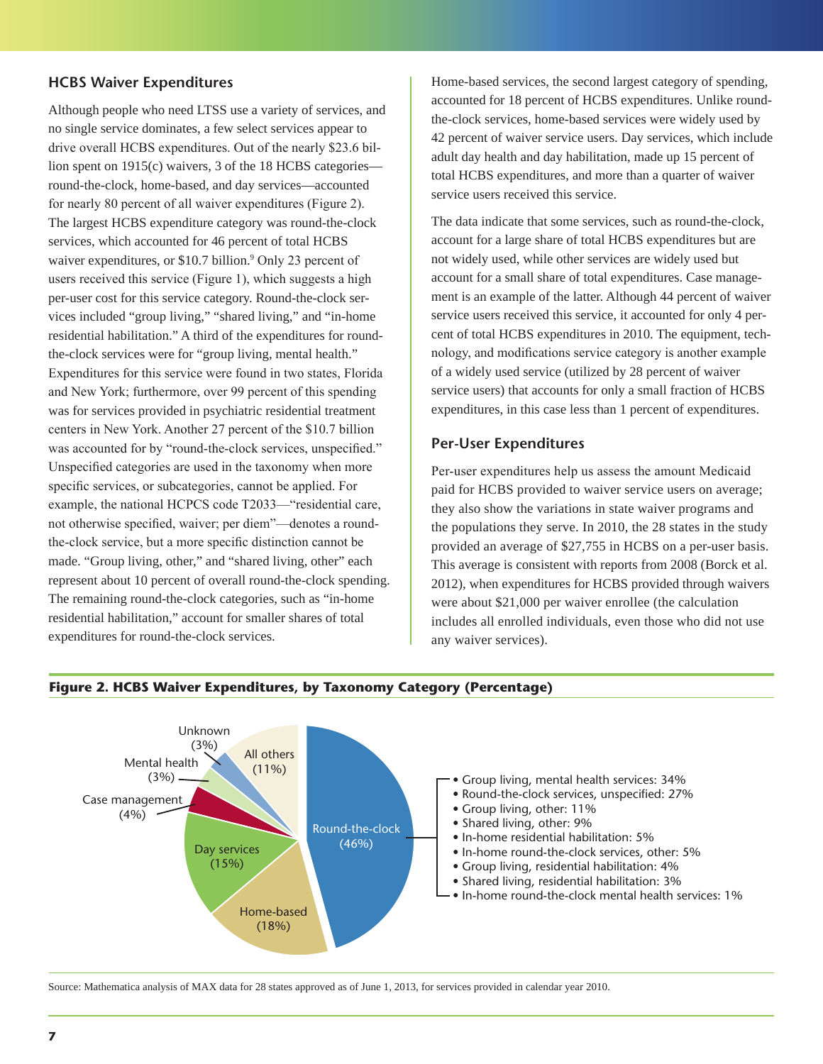## HCBS Waiver Expenditures

Although people who need LTSS use a variety of services, and no single service dominates, a few select services appear to drive overall HCBS expenditures. Out of the nearly $23.6 billion spent on 1915(c) waivers, 3 of the 18 HCBS categories—round-the-clock, home-based, and day services—accounted for nearly 80 percent of all waiver expenditures (Figure 2). The largest HCBS expenditure category was round-the-clock services, which accounted for 46 percent of total HCBS waiver expenditures, or $10.7 billion.[9] Only 23 percent of users received this service (Figure 1), which suggests a high per-user cost for this service category. Round-the-clock services included "group living," "shared living," and "in-home residential habilitation." A third of the expenditures for round-the-clock services were for "group living, mental health." Expenditures for this service were found in two states, Florida and New York; furthermore, over 99 percent of this spending was for services provided in psychiatric residential treatment centers in New York. Another 27 percent of the $10.7 billion was accounted for by "round-the-clock services, unspecified." Unspecified categories are used in the taxonomy when more specific services, or subcategories, cannot be applied. For example, the national HCPCS code T2033—"residential care, not otherwise specified, waiver; per diem"—denotes a round-the-clock service, but a more specific distinction cannot be made. "Group living, other," and "shared living, other" each represent about 10 percent of overall round-the-clock spending. The remaining round-the-clock categories, such as "in-home residential habilitation," account for smaller shares of total expenditures for round-the-clock services.

Home-based services, the second largest category of spending, accounted for 18 percent of HCBS expenditures. Unlike round-the-clock services, home-based services were widely used by 42 percent of waiver service users. Day services, which include adult day health and day habilitation, made up 15 percent of total HCBS expenditures, and more than a quarter of waiver service users received this service.

The data indicate that some services, such as round-the-clock, account for a large share of total HCBS expenditures but are not widely used, while other services are widely used but account for a small share of total expenditures. Case management is an example of the latter. Although 44 percent of waiver service users received this service, it accounted for only 4 percent of total HCBS expenditures in 2010. The equipment, technology, and modifications service category is another example of a widely used service (utilized by 28 percent of waiver service users) that accounts for only a small fraction of HCBS expenditures, in this case less than 1 percent of expenditures.

## Per-User Expenditures

Per-user expenditures help us assess the amount Medicaid paid for HCBS provided to waiver service users on average; they also show the variations in state waiver programs and the populations they serve. In 2010, the 28 states in the study provided an average of $27,755 in HCBS on a per-user basis. This average is consistent with reports from 2008 (Borck et al. 2012), when expenditures for HCBS provided through waivers were about $21,000 per waiver enrollee (the calculation includes all enrolled individuals, even those who did not use any waiver services).

**Figure 2. HCBS Waiver Expenditures, by Taxonomy Category (Percentage)**

Round-the-clock (46%)
Home-based (18%)
Day services (15%)
Case management (4%)
Mental health (3%)
Unknown (3%)
All others (11%)

- Group living, mental health services: 34%
- Round-the-clock services, unspecified: 27%
- Group living, other: 11%
- Shared living, other: 9%
- In-home residential habilitation: 5%
- In-home round-the-clock services, other: 5%
- Group living, residential habilitation: 4%
- Shared living, residential habilitation: 3%
- In-home round-the-clock mental health services: 1%

Source: Mathematica analysis of MAX data for 28 states approved as of June 1, 2013, for services provided in calendar year 2010.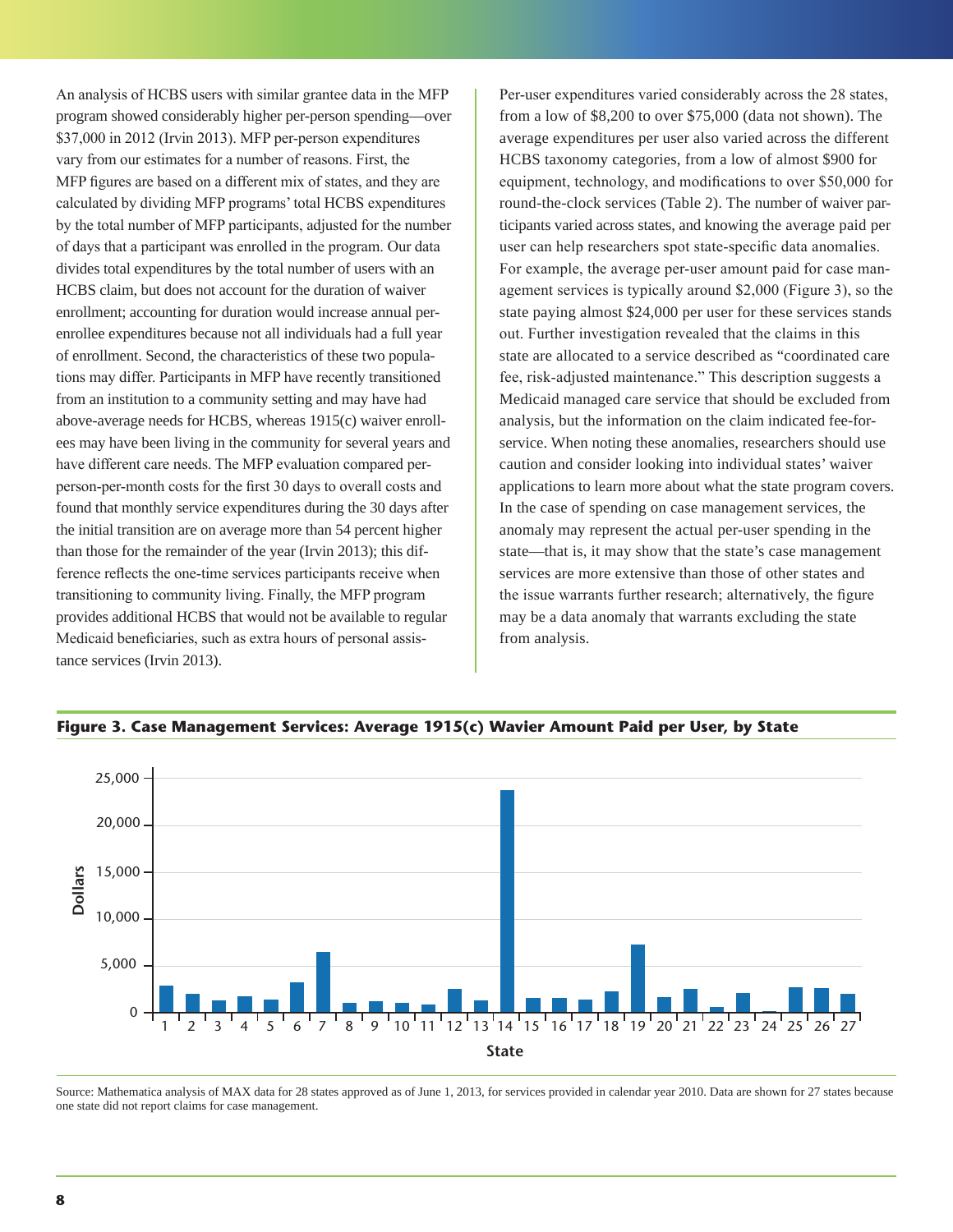An analysis of HCBS users with similar grantee data in the MFP program showed considerably higher per-person spending—over $37,000 in 2012 (Irvin 2013). MFP per-person expenditures vary from our estimates for a number of reasons. First, the MFP figures are based on a different mix of states, and they are calculated by dividing MFP programs' total HCBS expenditures by the total number of MFP participants, adjusted for the number of days that a participant was enrolled in the program. Our data divides total expenditures by the total number of users with an HCBS claim, but does not account for the duration of waiver enrollment; accounting for duration would increase annual per-enrollee expenditures because not all individuals had a full year of enrollment. Second, the characteristics of these two populations may differ. Participants in MFP have recently transitioned from an institution to a community setting and may have had above-average needs for HCBS, whereas 1915(c) waiver enrollees may have been living in the community for several years and have different care needs. The MFP evaluation compared per-person-per-month costs for the first 30 days to overall costs and found that monthly service expenditures during the 30 days after the initial transition are on average more than 54 percent higher than those for the remainder of the year (Irvin 2013); this difference reflects the one-time services participants receive when transitioning to community living. Finally, the MFP program provides additional HCBS that would not be available to regular Medicaid beneficiaries, such as extra hours of personal assistance services (Irvin 2013).

Per-user expenditures varied considerably across the 28 states, from a low of $8,200 to over $75,000 (data not shown). The average expenditures per user also varied across the different HCBS taxonomy categories, from a low of almost $900 for equipment, technology, and modifications to over $50,000 for round-the-clock services (Table 2). The number of waiver participants varied across states, and knowing the average paid per user can help researchers spot state-specific data anomalies. For example, the average per-user amount paid for case management services is typically around $2,000 (Figure 3), so the state paying almost $24,000 per user for these services stands out. Further investigation revealed that the claims in this state are allocated to a service described as "coordinated care fee, risk-adjusted maintenance." This description suggests a Medicaid managed care service that should be excluded from analysis, but the information on the claim indicated fee-for-service. When noting these anomalies, researchers should use caution and consider looking into individual states' waiver applications to learn more about what the state program covers. In the case of spending on case management services, the anomaly may represent the actual per-user spending in the state—that is, it may show that the state's case management services are more extensive than those of other states and the issue warrants further research; alternatively, the figure may be a data anomaly that warrants excluding the state from analysis.

**Figure 3. Case Management Services: Average 1915(c) Wavier Amount Paid per User, by State**

Dollars
25,000
20,000
15,000
10,000
5,000
0

State
1 2 3 4 5 6 7 8 9 10 11 12 13 14 15 16 17 18 19 20 21 22 23 24 25 26 27

Source: Mathematica analysis of MAX data for 28 states approved as of June 1, 2013, for services provided in calendar year 2010. Data are shown for 27 states because one state did not report claims for case management.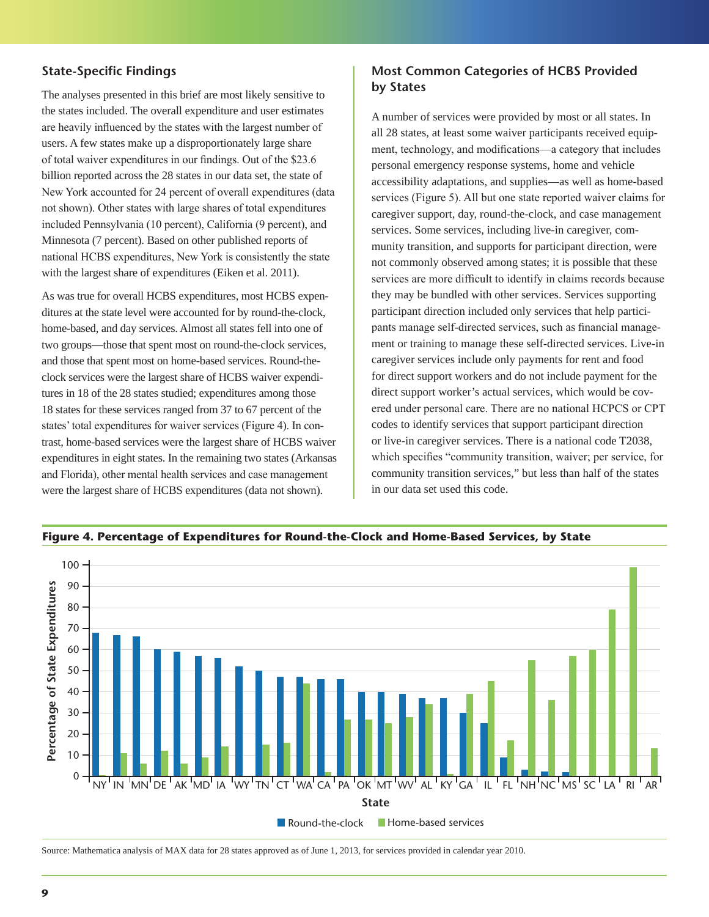## State-Specific Findings

The analyses presented in this brief are most likely sensitive to the states included. The overall expenditure and user estimates are heavily influenced by the states with the largest number of users. A few states make up a disproportionately large share of total waiver expenditures in our findings. Out of the $23.6 billion reported across the 28 states in our data set, the state of New York accounted for 24 percent of overall expenditures (data not shown). Other states with large shares of total expenditures included Pennsylvania (10 percent), California (9 percent), and Minnesota (7 percent). Based on other published reports of national HCBS expenditures, New York is consistently the state with the largest share of expenditures (Eiken et al. 2011).

As was true for overall HCBS expenditures, most HCBS expenditures at the state level were accounted for by round-the-clock, home-based, and day services. Almost all states fell into one of two groups—those that spent most on round-the-clock services, and those that spent most on home-based services. Round-the-clock services were the largest share of HCBS waiver expenditures in 18 of the 28 states studied; expenditures among those 18 states for these services ranged from 37 to 67 percent of the states' total expenditures for waiver services (Figure 4). In contrast, home-based services were the largest share of HCBS waiver expenditures in eight states. In the remaining two states (Arkansas and Florida), other mental health services and case management were the largest share of HCBS expenditures (data not shown).

## Most Common Categories of HCBS Provided by States

A number of services were provided by most or all states. In all 28 states, at least some waiver participants received equipment, technology, and modifications—a category that includes personal emergency response systems, home and vehicle accessibility adaptations, and supplies—as well as home-based services (Figure 5). All but one state reported waiver claims for caregiver support, day, round-the-clock, and case management services. Some services, including live-in caregiver, community transition, and supports for participant direction, were not commonly observed among states; it is possible that these services are more difficult to identify in claims records because they may be bundled with other services. Services supporting participant direction included only services that help participants manage self-directed services, such as financial management or training to manage these self-directed services. Live-in caregiver services include only payments for rent and food for direct support workers and do not include payment for the direct support worker's actual services, which would be covered under personal care. There are no national HCPCS or CPT codes to identify services that support participant direction or live-in caregiver services. There is a national code T2038, which specifies "community transition, waiver; per service, for community transition services," but less than half of the states in our data set used this code.

**Figure 4. Percentage of Expenditures for Round-the-Clock and Home-Based Services, by State**

Percentage of State Expenditures

0 10 20 30 40 50 60 70 80 90 100

NY IN MN DE AK MD IA WY TN CT WA CA PA OK MT WV AL KY GA IL FL NH NC MS SC LA RI AR

State

Round-the-clock  Home-based services

Source: Mathematica analysis of MAX data for 28 states approved as of June 1, 2013, for services provided in calendar year 2010.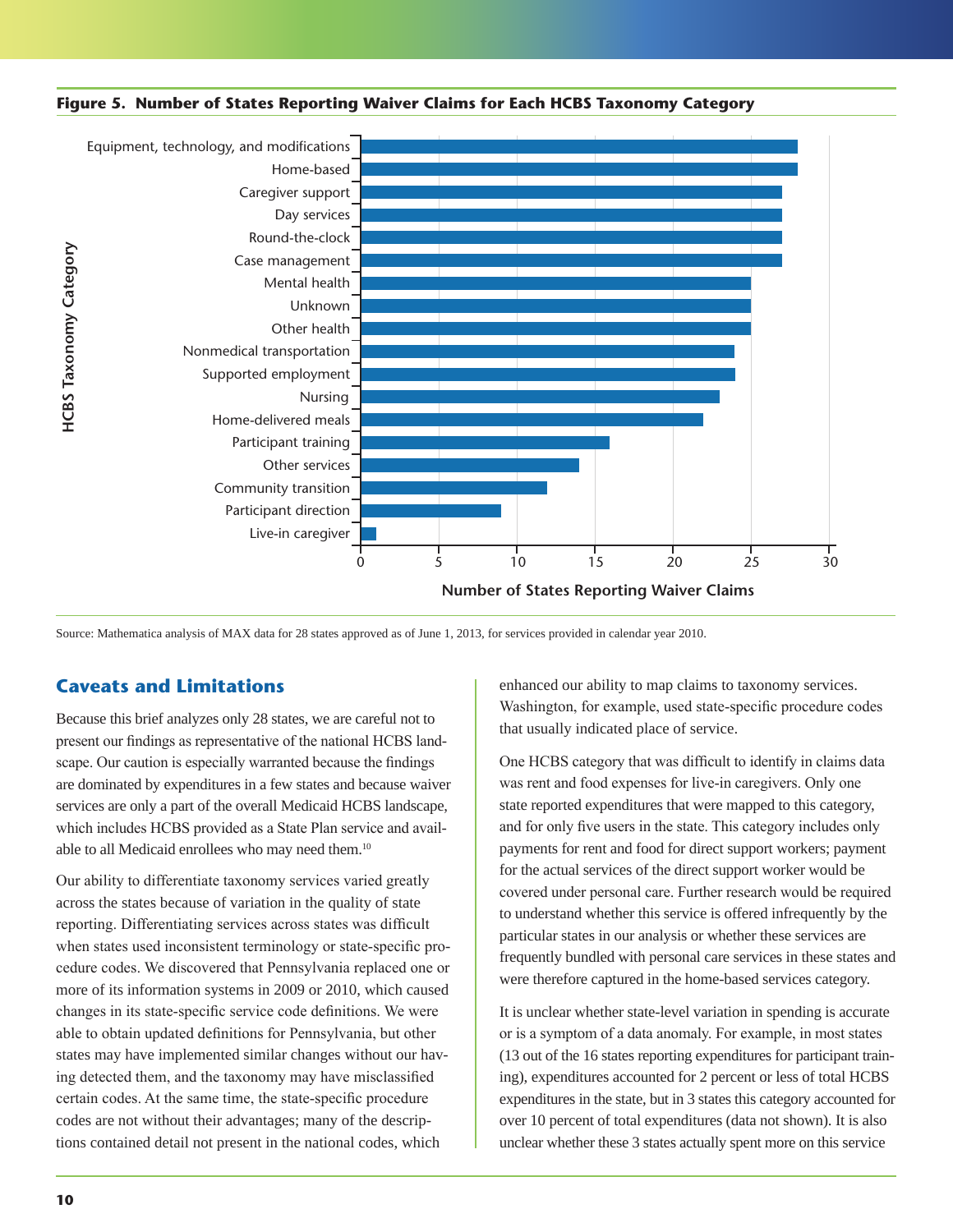**Figure 5. Number of States Reporting Waiver Claims for Each HCBS Taxonomy Category**

| HCBS Taxonomy Category | Number of States Reporting Waiver Claims |
|---|---|
| Equipment, technology, and modifications | 28 |
| Home-based | 28 |
| Caregiver support | 27 |
| Day services | 27 |
| Round-the-clock | 27 |
| Case management | 27 |
| Mental health | 25 |
| Unknown | 25 |
| Other health | 25 |
| Nonmedical transportation | 24 |
| Supported employment | 24 |
| Nursing | 23 |
| Home-delivered meals | 22 |
| Participant training | 16 |
| Other services | 14 |
| Community transition | 12 |
| Participant direction | 9 |
| Live-in caregiver | 1 |

Source: Mathematica analysis of MAX data for 28 states approved as of June 1, 2013, for services provided in calendar year 2010.

## Caveats and Limitations

Because this brief analyzes only 28 states, we are careful not to present our findings as representative of the national HCBS landscape. Our caution is especially warranted because the findings are dominated by expenditures in a few states and because waiver services are only a part of the overall Medicaid HCBS landscape, which includes HCBS provided as a State Plan service and available to all Medicaid enrollees who may need them.[10]

Our ability to differentiate taxonomy services varied greatly across the states because of variation in the quality of state reporting. Differentiating services across states was difficult when states used inconsistent terminology or state-specific procedure codes. We discovered that Pennsylvania replaced one or more of its information systems in 2009 or 2010, which caused changes in its state-specific service code definitions. We were able to obtain updated definitions for Pennsylvania, but other states may have implemented similar changes without our having detected them, and the taxonomy may have misclassified certain codes. At the same time, the state-specific procedure codes are not without their advantages; many of the descriptions contained detail not present in the national codes, which enhanced our ability to map claims to taxonomy services. Washington, for example, used state-specific procedure codes that usually indicated place of service.

One HCBS category that was difficult to identify in claims data was rent and food expenses for live-in caregivers. Only one state reported expenditures that were mapped to this category, and for only five users in the state. This category includes only payments for rent and food for direct support workers; payment for the actual services of the direct support worker would be covered under personal care. Further research would be required to understand whether this service is offered infrequently by the particular states in our analysis or whether these services are frequently bundled with personal care services in these states and were therefore captured in the home-based services category.

It is unclear whether state-level variation in spending is accurate or is a symptom of a data anomaly. For example, in most states (13 out of the 16 states reporting expenditures for participant training), expenditures accounted for 2 percent or less of total HCBS expenditures in the state, but in 3 states this category accounted for over 10 percent of total expenditures (data not shown). It is also unclear whether these 3 states actually spent more on this service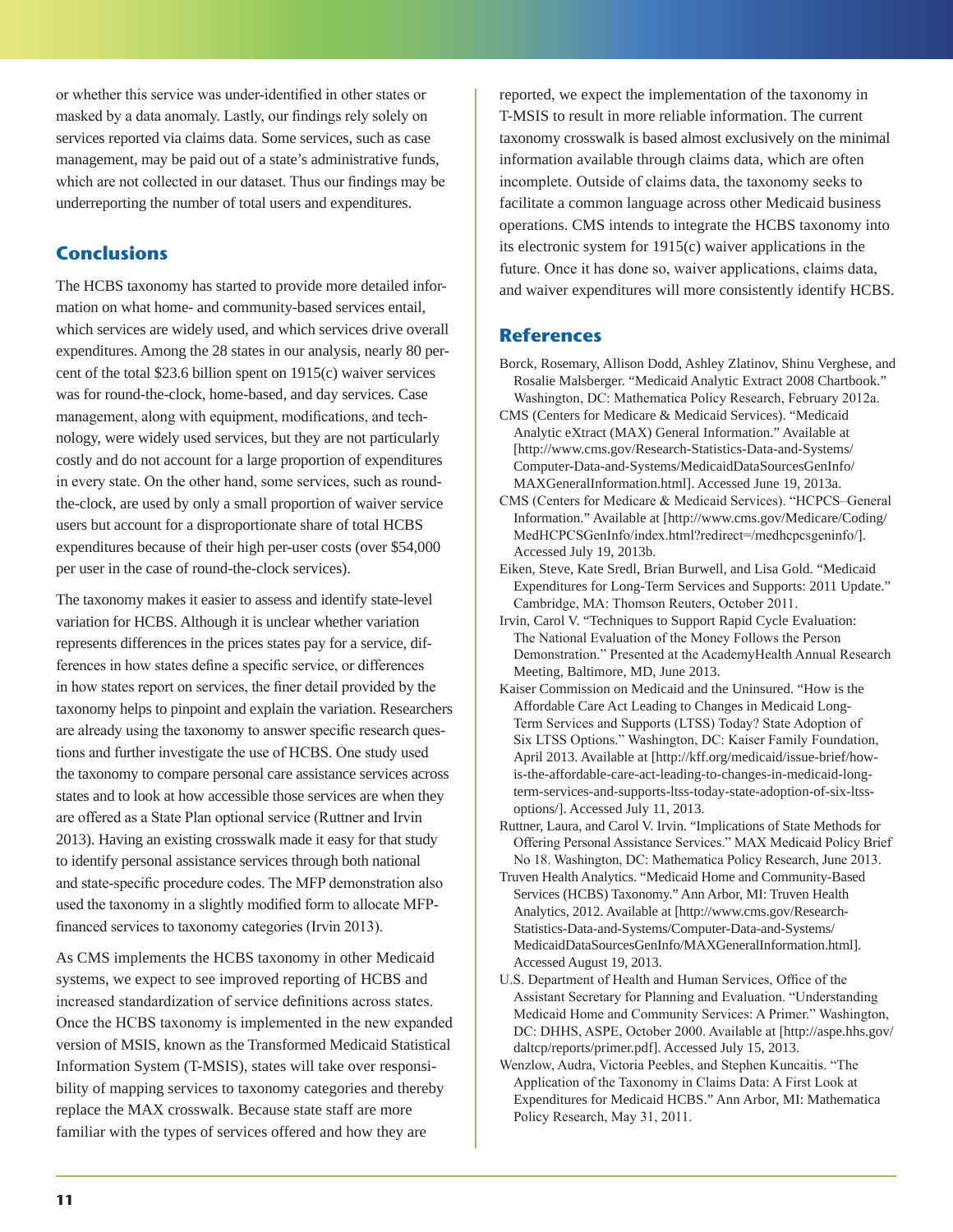or whether this service was under-identified in other states or masked by a data anomaly. Lastly, our findings rely solely on services reported via claims data. Some services, such as case management, may be paid out of a state's administrative funds, which are not collected in our dataset. Thus our findings may be underreporting the number of total users and expenditures.

## Conclusions

The HCBS taxonomy has started to provide more detailed information on what home- and community-based services entail, which services are widely used, and which services drive overall expenditures. Among the 28 states in our analysis, nearly 80 percent of the total $23.6 billion spent on 1915(c) waiver services was for round-the-clock, home-based, and day services. Case management, along with equipment, modifications, and technology, were widely used services, but they are not particularly costly and do not account for a large proportion of expenditures in every state. On the other hand, some services, such as round-the-clock, are used by only a small proportion of waiver service users but account for a disproportionate share of total HCBS expenditures because of their high per-user costs (over $54,000 per user in the case of round-the-clock services).

The taxonomy makes it easier to assess and identify state-level variation for HCBS. Although it is unclear whether variation represents differences in the prices states pay for a service, differences in how states define a specific service, or differences in how states report on services, the finer detail provided by the taxonomy helps to pinpoint and explain the variation. Researchers are already using the taxonomy to answer specific research questions and further investigate the use of HCBS. One study used the taxonomy to compare personal care assistance services across states and to look at how accessible those services are when they are offered as a State Plan optional service (Ruttner and Irvin 2013). Having an existing crosswalk made it easy for that study to identify personal assistance services through both national and state-specific procedure codes. The MFP demonstration also used the taxonomy in a slightly modified form to allocate MFP-financed services to taxonomy categories (Irvin 2013).

As CMS implements the HCBS taxonomy in other Medicaid systems, we expect to see improved reporting of HCBS and increased standardization of service definitions across states. Once the HCBS taxonomy is implemented in the new expanded version of MSIS, known as the Transformed Medicaid Statistical Information System (T-MSIS), states will take over responsibility of mapping services to taxonomy categories and thereby replace the MAX crosswalk. Because state staff are more familiar with the types of services offered and how they are reported, we expect the implementation of the taxonomy in T-MSIS to result in more reliable information. The current taxonomy crosswalk is based almost exclusively on the minimal information available through claims data, which are often incomplete. Outside of claims data, the taxonomy seeks to facilitate a common language across other Medicaid business operations. CMS intends to integrate the HCBS taxonomy into its electronic system for 1915(c) waiver applications in the future. Once it has done so, waiver applications, claims data, and waiver expenditures will more consistently identify HCBS.

## References

Borck, Rosemary, Allison Dodd, Ashley Zlatinov, Shinu Verghese, and Rosalie Malsberger. "Medicaid Analytic Extract 2008 Chartbook." Washington, DC: Mathematica Policy Research, February 2012a.

CMS (Centers for Medicare & Medicaid Services). "Medicaid Analytic eXtract (MAX) General Information." Available at [http://www.cms.gov/Research-Statistics-Data-and-Systems/Computer-Data-and-Systems/MedicaidDataSourcesGenInfo/MAXGeneralInformation.html]. Accessed June 19, 2013a.

CMS (Centers for Medicare & Medicaid Services). "HCPCS–General Information." Available at [http://www.cms.gov/Medicare/Coding/MedHCPCSGenInfo/index.html?redirect=/medhcpcsgeninfo/]. Accessed July 19, 2013b.

Eiken, Steve, Kate Sredl, Brian Burwell, and Lisa Gold. "Medicaid Expenditures for Long-Term Services and Supports: 2011 Update." Cambridge, MA: Thomson Reuters, October 2011.

Irvin, Carol V. "Techniques to Support Rapid Cycle Evaluation: The National Evaluation of the Money Follows the Person Demonstration." Presented at the AcademyHealth Annual Research Meeting, Baltimore, MD, June 2013.

Kaiser Commission on Medicaid and the Uninsured. "How is the Affordable Care Act Leading to Changes in Medicaid Long-Term Services and Supports (LTSS) Today? State Adoption of Six LTSS Options." Washington, DC: Kaiser Family Foundation, April 2013. Available at [http://kff.org/medicaid/issue-brief/how-is-the-affordable-care-act-leading-to-changes-in-medicaid-long-term-services-and-supports-ltss-today-state-adoption-of-six-ltss-options/]. Accessed July 11, 2013.

Ruttner, Laura, and Carol V. Irvin. "Implications of State Methods for Offering Personal Assistance Services." MAX Medicaid Policy Brief No 18. Washington, DC: Mathematica Policy Research, June 2013.

Truven Health Analytics. "Medicaid Home and Community-Based Services (HCBS) Taxonomy." Ann Arbor, MI: Truven Health Analytics, 2012. Available at [http://www.cms.gov/Research-Statistics-Data-and-Systems/Computer-Data-and-Systems/MedicaidDataSourcesGenInfo/MAXGeneralInformation.html]. Accessed August 19, 2013.

U.S. Department of Health and Human Services, Office of the Assistant Secretary for Planning and Evaluation. "Understanding Medicaid Home and Community Services: A Primer." Washington, DC: DHHS, ASPE, October 2000. Available at [http://aspe.hhs.gov/daltcp/reports/primer.pdf]. Accessed July 15, 2013.

Wenzlow, Audra, Victoria Peebles, and Stephen Kuncaitis. "The Application of the Taxonomy in Claims Data: A First Look at Expenditures for Medicaid HCBS." Ann Arbor, MI: Mathematica Policy Research, May 31, 2011.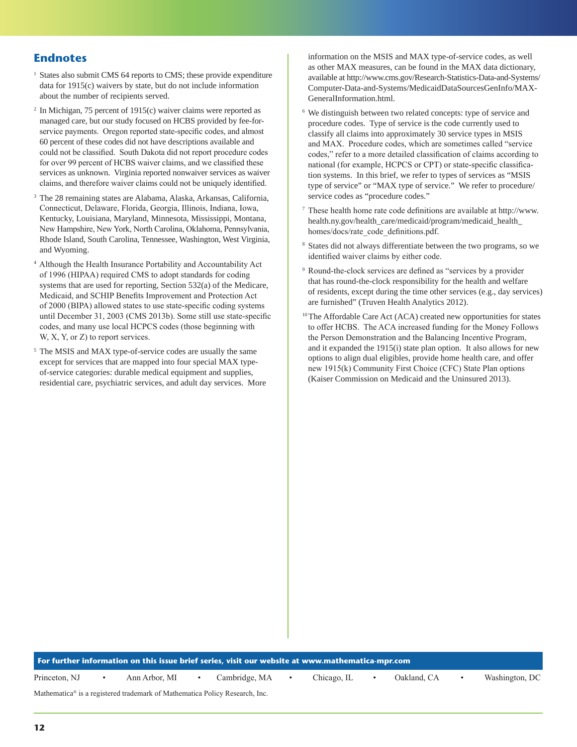## Endnotes

1 States also submit CMS 64 reports to CMS; these provide expenditure data for 1915(c) waivers by state, but do not include information about the number of recipients served.

2 In Michigan, 75 percent of 1915(c) waiver claims were reported as managed care, but our study focused on HCBS provided by fee-for-service payments. Oregon reported state-specific codes, and almost 60 percent of these codes did not have descriptions available and could not be classified. South Dakota did not report procedure codes for over 99 percent of HCBS waiver claims, and we classified these services as unknown. Virginia reported nonwaiver services as waiver claims, and therefore waiver claims could not be uniquely identified.

3 The 28 remaining states are Alabama, Alaska, Arkansas, California, Connecticut, Delaware, Florida, Georgia, Illinois, Indiana, Iowa, Kentucky, Louisiana, Maryland, Minnesota, Mississippi, Montana, New Hampshire, New York, North Carolina, Oklahoma, Pennsylvania, Rhode Island, South Carolina, Tennessee, Washington, West Virginia, and Wyoming.

4 Although the Health Insurance Portability and Accountability Act of 1996 (HIPAA) required CMS to adopt standards for coding systems that are used for reporting, Section 532(a) of the Medicare, Medicaid, and SCHIP Benefits Improvement and Protection Act of 2000 (BIPA) allowed states to use state-specific coding systems until December 31, 2003 (CMS 2013b). Some still use state-specific codes, and many use local HCPCS codes (those beginning with W, X, Y, or Z) to report services.

5 The MSIS and MAX type-of-service codes are usually the same except for services that are mapped into four special MAX type-of-service categories: durable medical equipment and supplies, residential care, psychiatric services, and adult day services. More information on the MSIS and MAX type-of-service codes, as well as other MAX measures, can be found in the MAX data dictionary, available at http://www.cms.gov/Research-Statistics-Data-and-Systems/Computer-Data-and-Systems/MedicaidDataSourcesGenInfo/MAX-GeneralInformation.html.

6 We distinguish between two related concepts: type of service and procedure codes. Type of service is the code currently used to classify all claims into approximately 30 service types in MSIS and MAX. Procedure codes, which are sometimes called "service codes," refer to a more detailed classification of claims according to national (for example, HCPCS or CPT) or state-specific classification systems. In this brief, we refer to types of services as "MSIS type of service" or "MAX type of service." We refer to procedure/service codes as "procedure codes."

7 These health home rate code definitions are available at http://www.health.ny.gov/health_care/medicaid/program/medicaid_health_homes/docs/rate_code_definitions.pdf.

8 States did not always differentiate between the two programs, so we identified waiver claims by either code.

9 Round-the-clock services are defined as "services by a provider that has round-the-clock responsibility for the health and welfare of residents, except during the time other services (e.g., day services) are furnished" (Truven Health Analytics 2012).

10 The Affordable Care Act (ACA) created new opportunities for states to offer HCBS. The ACA increased funding for the Money Follows the Person Demonstration and the Balancing Incentive Program, and it expanded the 1915(i) state plan option. It also allows for new options to align dual eligibles, provide home health care, and offer new 1915(k) Community First Choice (CFC) State Plan options (Kaiser Commission on Medicaid and the Uninsured 2013).

**For further information on this issue brief series, visit our website at www.mathematica-mpr.com**

Princeton, NJ • Ann Arbor, MI • Cambridge, MA • Chicago, IL • Oakland, CA • Washington, DC

Mathematica® is a registered trademark of Mathematica Policy Research, Inc.